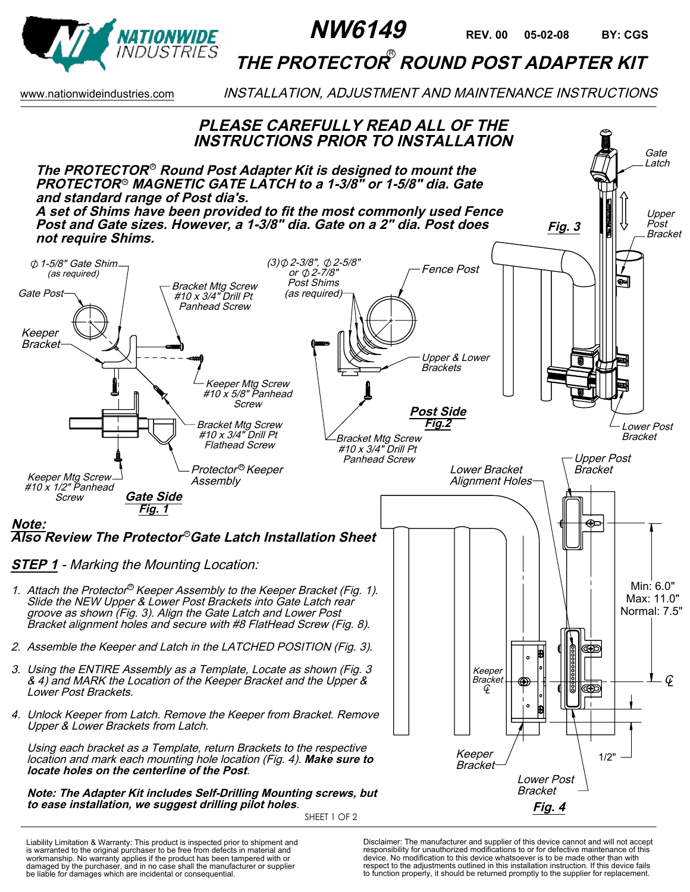# NW6149

REV. 00 05-02-08 BY: CGS

## THE PROTECTOR® ROUND POST ADAPTER KIT

www.nationwideindustries.com

*INSTALLATION, ADJUSTMENT AND MAINTENANCE INSTRUCTIONS*

## PLEASE CAREFULLY READ ALL OF THE INSTRUCTIONS PRIOR TO INSTALLATION

***The PROTECTOR® Round Post Adapter Kit is designed to mount the PROTECTOR® MAGNETIC GATE LATCH to a 1-3/8" or 1-5/8" dia. Gate and standard range of Post dia's.***
***A set of Shims have been provided to fit the most commonly used Fence Post and Gate sizes. However, a 1-3/8" dia. Gate on a 2" dia. Post does not require Shims.***

Gate Side
Fig. 1

Post Side
Fig.2

Fig. 3

Fig. 4

***Note:***
***Also Review The Protector® Gate Latch Installation Sheet***

**STEP 1** - *Marking the Mounting Location:*

1. *Attach the Protector® Keeper Assembly to the Keeper Bracket (Fig. 1). Slide the NEW Upper & Lower Post Brackets into Gate Latch rear groove as shown (Fig. 3). Align the Gate Latch and Lower Post Bracket alignment holes and secure with #8 FlatHead Screw (Fig. 8).*
2. *Assemble the Keeper and Latch in the LATCHED POSITION (Fig. 3).*
3. *Using the ENTIRE Assembly as a Template, Locate as shown (Fig. 3 & 4) and MARK the Location of the Keeper Bracket and the Upper & Lower Post Brackets.*
4. *Unlock Keeper from Latch. Remove the Keeper from Bracket. Remove Upper & Lower Brackets from Latch.*

   *Using each bracket as a Template, return Brackets to the respective location and mark each mounting hole location (Fig. 4). **Make sure to locate holes on the centerline of the Post**.*

***Note: The Adapter Kit includes Self-Drilling Mounting screws, but to ease installation, we suggest drilling pilot holes.***

Liability Limitation & Warranty: This product is inspected prior to shipment and is warranted to the original purchaser to be free from defects in material and workmanship. No warranty applies if the product has been tampered with or damaged by the purchaser, and in no case shall the manufacturer or supplier be liable for damages which are incidental or consequential.

Disclaimer: The manufacturer and supplier of this device cannot and will not accept responsibility for unauthorized modifications to or for defective maintenance of this device. No modification to this device whatsoever is to be made other than with respect to the adjustments outlined in this installation instruction. If this device fails to function properly, it should be returned promptly to the supplier for replacement.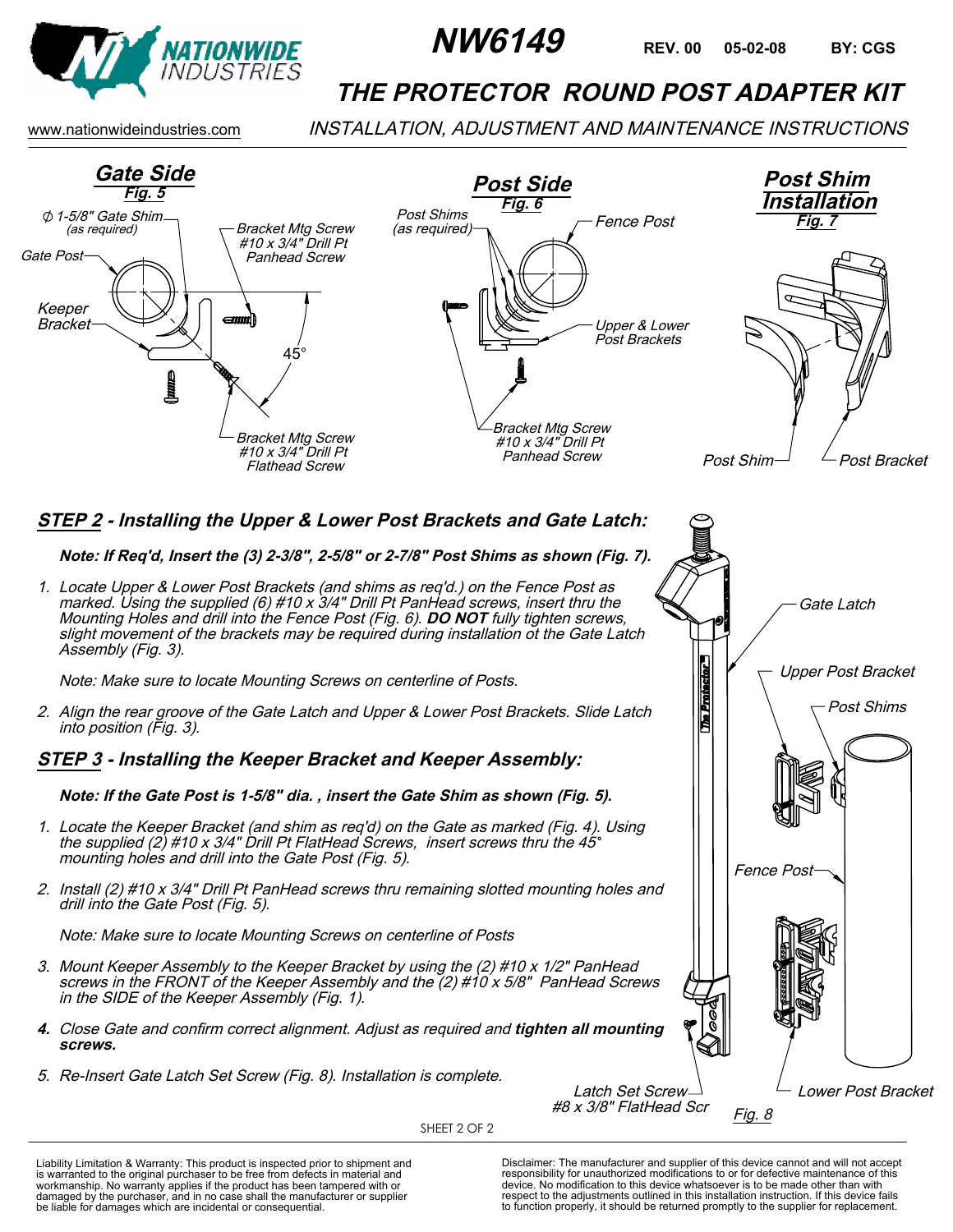# NW6149

REV. 00 05-02-08 BY: CGS

## THE PROTECTOR ROUND POST ADAPTER KIT

www.nationwideindustries.com

*INSTALLATION, ADJUSTMENT AND MAINTENANCE INSTRUCTIONS*

**Gate Side**
*Fig. 5*

∅ 1-5/8" Gate Shim (as required)
Gate Post
Keeper Bracket
Bracket Mtg Screw #10 x 3/4" Drill Pt Panhead Screw
45°
Bracket Mtg Screw #10 x 3/4" Drill Pt Flathead Screw

**Post Side**
*Fig. 6*

Post Shims (as required)
Fence Post
Upper & Lower Post Brackets
Bracket Mtg Screw #10 x 3/4" Drill Pt Panhead Screw

**Post Shim Installation**
*Fig. 7*

Post Shim
Post Bracket

## STEP 2 - Installing the Upper & Lower Post Brackets and Gate Latch:

***Note: If Req'd, Insert the (3) 2-3/8", 2-5/8" or 2-7/8" Post Shims as shown (Fig. 7).***

1. *Locate Upper & Lower Post Brackets (and shims as req'd.) on the Fence Post as marked. Using the supplied (6) #10 x 3/4" Drill Pt PanHead screws, insert thru the Mounting Holes and drill into the Fence Post (Fig. 6). **DO NOT** fully tighten screws, slight movement of the brackets may be required during installation ot the Gate Latch Assembly (Fig. 3).*

   *Note: Make sure to locate Mounting Screws on centerline of Posts.*

2. *Align the rear groove of the Gate Latch and Upper & Lower Post Brackets. Slide Latch into position (Fig. 3).*

## STEP 3 - Installing the Keeper Bracket and Keeper Assembly:

***Note: If the Gate Post is 1-5/8" dia. , insert the Gate Shim as shown (Fig. 5).***

1. *Locate the Keeper Bracket (and shim as req'd) on the Gate as marked (Fig. 4). Using the supplied (2) #10 x 3/4" Drill Pt FlatHead Screws, insert screws thru the 45° mounting holes and drill into the Gate Post (Fig. 5).*

2. *Install (2) #10 x 3/4" Drill Pt PanHead screws thru remaining slotted mounting holes and drill into the Gate Post (Fig. 5).*

   *Note: Make sure to locate Mounting Screws on centerline of Posts*

3. *Mount Keeper Assembly to the Keeper Bracket by using the (2) #10 x 1/2" PanHead screws in the FRONT of the Keeper Assembly and the (2) #10 x 5/8" PanHead Screws in the SIDE of the Keeper Assembly (Fig. 1).*

4. *Close Gate and confirm correct alignment. Adjust as required and **tighten all mounting screws.***

5. *Re-Insert Gate Latch Set Screw (Fig. 8). Installation is complete.*

Gate Latch
Upper Post Bracket
Post Shims
Fence Post
Lower Post Bracket
Latch Set Screw #8 x 3/8" FlatHead Scr
The Protector
*Fig. 8*

Liability Limitation & Warranty: This product is inspected prior to shipment and is warranted to the original purchaser to be free from defects in material and workmanship. No warranty applies if the product has been tampered with or damaged by the purchaser, and in no case shall the manufacturer or supplier be liable for damages which are incidental or consequential.

Disclaimer: The manufacturer and supplier of this device cannot and will not accept responsibility for unauthorized modifications to or for defective maintenance of this device. No modification to this device whatsoever is to be made other than with respect to the adjustments outlined in this installation instruction. If this device fails to function properly, it should be returned promptly to the supplier for replacement.